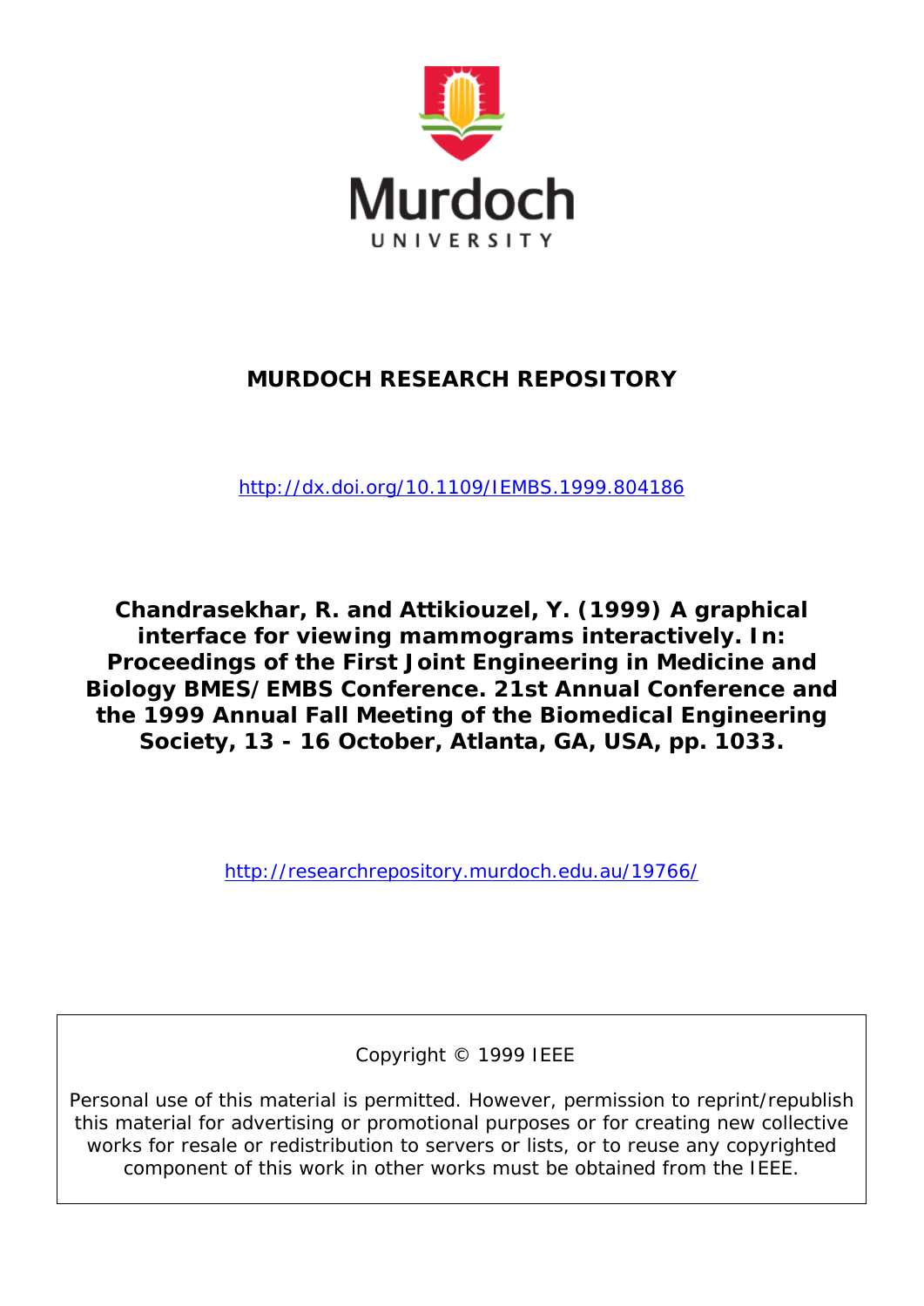Murdoch UNIVERSITY

**MURDOCH RESEARCH REPOSITORY**

http://dx.doi.org/10.1109/IEMBS.1999.804186

**Chandrasekhar, R. and Attikiouzel, Y. (1999) A graphical interface for viewing mammograms interactively. In: Proceedings of the First Joint Engineering in Medicine and Biology BMES/EMBS Conference. 21st Annual Conference and the 1999 Annual Fall Meeting of the Biomedical Engineering Society, 13 - 16 October, Atlanta, GA, USA, pp. 1033.**

http://researchrepository.murdoch.edu.au/19766/

Copyright © 1999 IEEE

Personal use of this material is permitted. However, permission to reprint/republish this material for advertising or promotional purposes or for creating new collective works for resale or redistribution to servers or lists, or to reuse any copyrighted component of this work in other works must be obtained from the IEEE.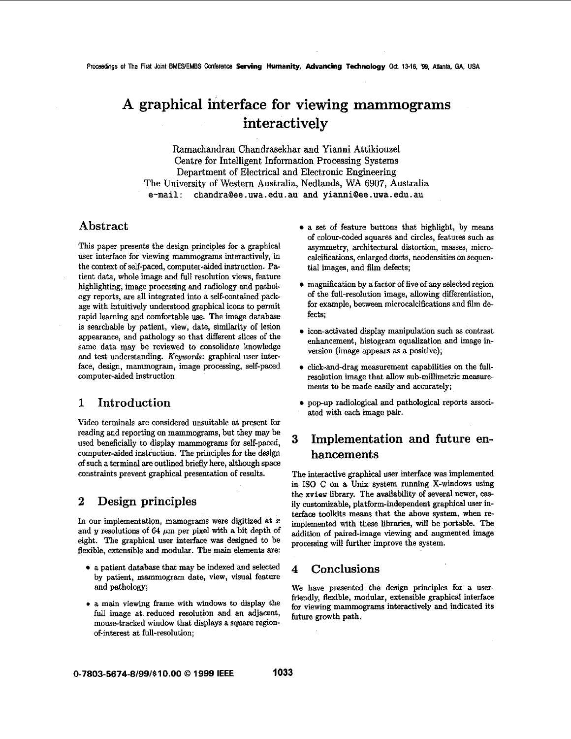# A graphical interface for viewing mammograms interactively

Ramachandran Chandrasekhar and Yianni Attikiouzel
Centre for Intelligent Information Processing Systems
Department of Electrical and Electronic Engineering
The University of Western Australia, Nedlands, WA 6907, Australia
e-mail: chandra@ee.uwa.edu.au and yianni@ee.uwa.edu.au

## Abstract

This paper presents the design principles for a graphical user interface for viewing mammograms interactively, in the context of self-paced, computer-aided instruction. Patient data, whole image and full resolution views, feature highlighting, image processing and radiology and pathology reports, are all integrated into a self-contained package with intuitively understood graphical icons to permit rapid learning and comfortable use. The image database is searchable by patient, view, date, similarity of lesion appearance, and pathology so that different slices of the same data may be reviewed to consolidate knowledge and test understanding. *Keywords*: graphical user interface, design, mammogram, image processing, self-paced computer-aided instruction

## 1 Introduction

Video terminals are considered unsuitable at present for reading and reporting on mammograms, but they may be used beneficially to display mammograms for self-paced, computer-aided instruction. The principles for the design of such a terminal are outlined briefly here, although space constraints prevent graphical presentation of results.

## 2 Design principles

In our implementation, mamograms were digitized at $x$ and $y$ resolutions of 64 $\mu m$ per pixel with a bit depth of eight. The graphical user interface was designed to be flexible, extensible and modular. The main elements are:

- a patient database that may be indexed and selected by patient, mammogram date, view, visual feature and pathology;
- a main viewing frame with windows to display the full image at reduced resolution and an adjacent, mouse-tracked window that displays a square region-of-interest at full-resolution;
- a set of feature buttons that highlight, by means of colour-coded squares and circles, features such as asymmetry, architectural distortion, masses, microcalcifications, enlarged ducts, neodensities on sequential images, and film defects;
- magnification by a factor of five of any selected region of the full-resolution image, allowing differentiation, for example, between microcalcifications and film defects;
- icon-activated display manipulation such as contrast enhancement, histogram equalization and image inversion (image appears as a positive);
- click-and-drag measurement capabilities on the full-resolution image that allow sub-millimetric measurements to be made easily and accurately;
- pop-up radiological and pathological reports associated with each image pair.

## 3 Implementation and future enhancements

The interactive graphical user interface was implemented in ISO C on a Unix system running X-windows using the `xview` library. The availability of several newer, easily customizable, platform-independent graphical user interface toolkits means that the above system, when re-implemented with these libraries, will be portable. The addition of paired-image viewing and augmented image processing will further improve the system.

## 4 Conclusions

We have presented the design principles for a user-friendly, flexible, modular, extensible graphical interface for viewing mammograms interactively and indicated its future growth path.

0-7803-5674-8/99/$10.00 © 1999 IEEE